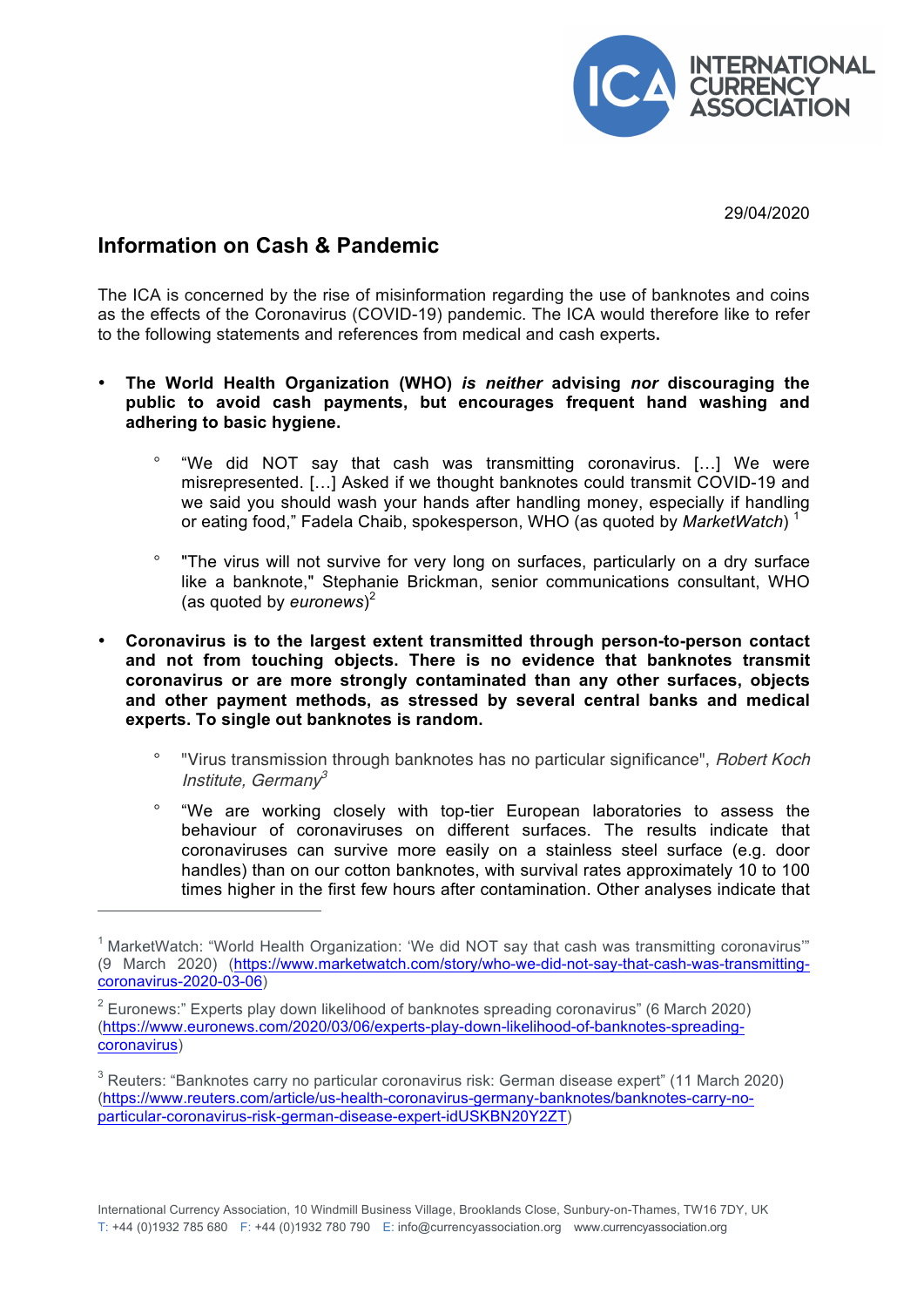29/04/2020

## Information on Cash & Pandemic

The ICA is concerned by the rise of misinformation regarding the use of banknotes and coins as the effects of the Coronavirus (COVID-19) pandemic. The ICA would therefore like to refer to the following statements and references from medical and cash experts**.**

- **The World Health Organization (WHO) *is neither* advising *nor* discouraging the public to avoid cash payments, but encourages frequent hand washing and adhering to basic hygiene.**
  - "We did NOT say that cash was transmitting coronavirus. […] We were misrepresented. […] Asked if we thought banknotes could transmit COVID-19 and we said you should wash your hands after handling money, especially if handling or eating food," Fadela Chaib, spokesperson, WHO (as quoted by *MarketWatch*) [1]
  - "The virus will not survive for very long on surfaces, particularly on a dry surface like a banknote," Stephanie Brickman, senior communications consultant, WHO (as quoted by *euronews*)[2]
- **Coronavirus is to the largest extent transmitted through person-to-person contact and not from touching objects. There is no evidence that banknotes transmit coronavirus or are more strongly contaminated than any other surfaces, objects and other payment methods, as stressed by several central banks and medical experts. To single out banknotes is random.**
  - "Virus transmission through banknotes has no particular significance", *Robert Koch Institute, Germany*[3]
  - "We are working closely with top-tier European laboratories to assess the behaviour of coronaviruses on different surfaces. The results indicate that coronaviruses can survive more easily on a stainless steel surface (e.g. door handles) than on our cotton banknotes, with survival rates approximately 10 to 100 times higher in the first few hours after contamination. Other analyses indicate that

---

[1] MarketWatch: "World Health Organization: 'We did NOT say that cash was transmitting coronavirus'" (9 March 2020) (https://www.marketwatch.com/story/who-we-did-not-say-that-cash-was-transmitting-coronavirus-2020-03-06)

[2] Euronews:" Experts play down likelihood of banknotes spreading coronavirus" (6 March 2020) (https://www.euronews.com/2020/03/06/experts-play-down-likelihood-of-banknotes-spreading-coronavirus)

[3] Reuters: "Banknotes carry no particular coronavirus risk: German disease expert" (11 March 2020) (https://www.reuters.com/article/us-health-coronavirus-germany-banknotes/banknotes-carry-no-particular-coronavirus-risk-german-disease-expert-idUSKBN20Y2ZT)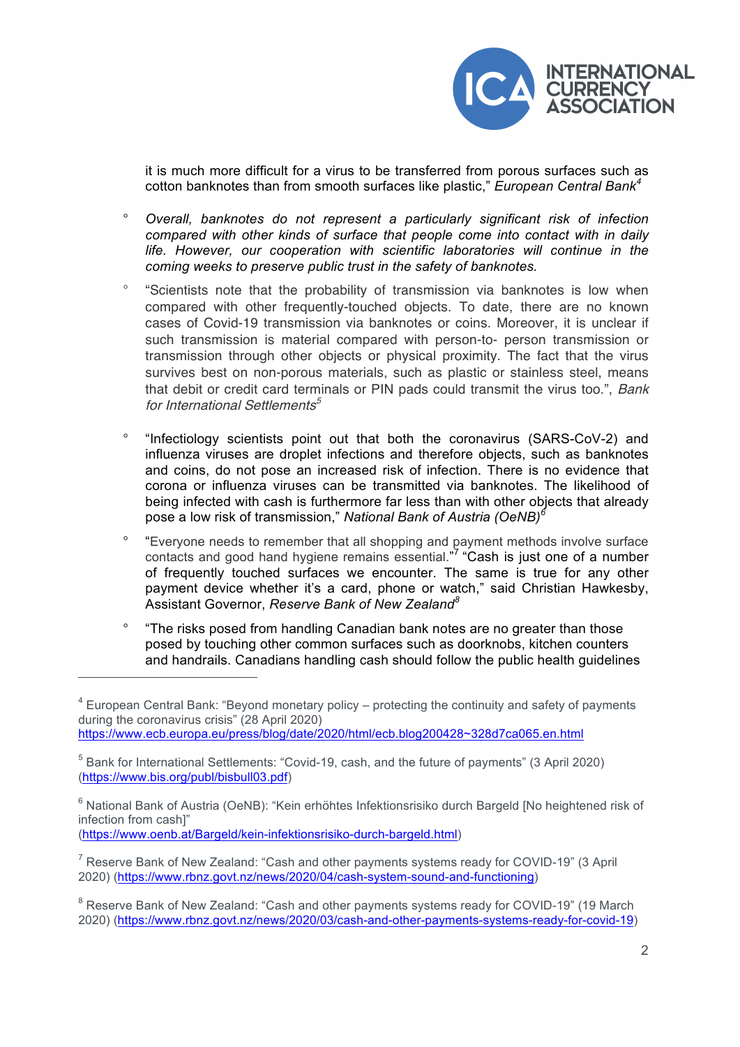it is much more difficult for a virus to be transferred from porous surfaces such as cotton banknotes than from smooth surfaces like plastic," *European Central Bank*[4]

- *Overall, banknotes do not represent a particularly significant risk of infection compared with other kinds of surface that people come into contact with in daily life. However, our cooperation with scientific laboratories will continue in the coming weeks to preserve public trust in the safety of banknotes.*
- "Scientists note that the probability of transmission via banknotes is low when compared with other frequently-touched objects. To date, there are no known cases of Covid-19 transmission via banknotes or coins. Moreover, it is unclear if such transmission is material compared with person-to- person transmission or transmission through other objects or physical proximity. The fact that the virus survives best on non-porous materials, such as plastic or stainless steel, means that debit or credit card terminals or PIN pads could transmit the virus too.", *Bank for International Settlements*[5]
- "Infectiology scientists point out that both the coronavirus (SARS-CoV-2) and influenza viruses are droplet infections and therefore objects, such as banknotes and coins, do not pose an increased risk of infection. There is no evidence that corona or influenza viruses can be transmitted via banknotes. The likelihood of being infected with cash is furthermore far less than with other objects that already pose a low risk of transmission," *National Bank of Austria (OeNB)*[6]
- "Everyone needs to remember that all shopping and payment methods involve surface contacts and good hand hygiene remains essential."[7] "Cash is just one of a number of frequently touched surfaces we encounter. The same is true for any other payment device whether it's a card, phone or watch," said Christian Hawkesby, Assistant Governor, *Reserve Bank of New Zealand*[8]
- "The risks posed from handling Canadian bank notes are no greater than those posed by touching other common surfaces such as doorknobs, kitchen counters and handrails. Canadians handling cash should follow the public health guidelines

---

[4] European Central Bank: "Beyond monetary policy – protecting the continuity and safety of payments during the coronavirus crisis" (28 April 2020) https://www.ecb.europa.eu/press/blog/date/2020/html/ecb.blog200428~328d7ca065.en.html

[5] Bank for International Settlements: "Covid-19, cash, and the future of payments" (3 April 2020) (https://www.bis.org/publ/bisbull03.pdf)

[6] National Bank of Austria (OeNB): "Kein erhöhtes Infektionsrisiko durch Bargeld [No heightened risk of infection from cash]" (https://www.oenb.at/Bargeld/kein-infektionsrisiko-durch-bargeld.html)

[7] Reserve Bank of New Zealand: "Cash and other payments systems ready for COVID-19" (3 April 2020) (https://www.rbnz.govt.nz/news/2020/04/cash-system-sound-and-functioning)

[8] Reserve Bank of New Zealand: "Cash and other payments systems ready for COVID-19" (19 March 2020) (https://www.rbnz.govt.nz/news/2020/03/cash-and-other-payments-systems-ready-for-covid-19)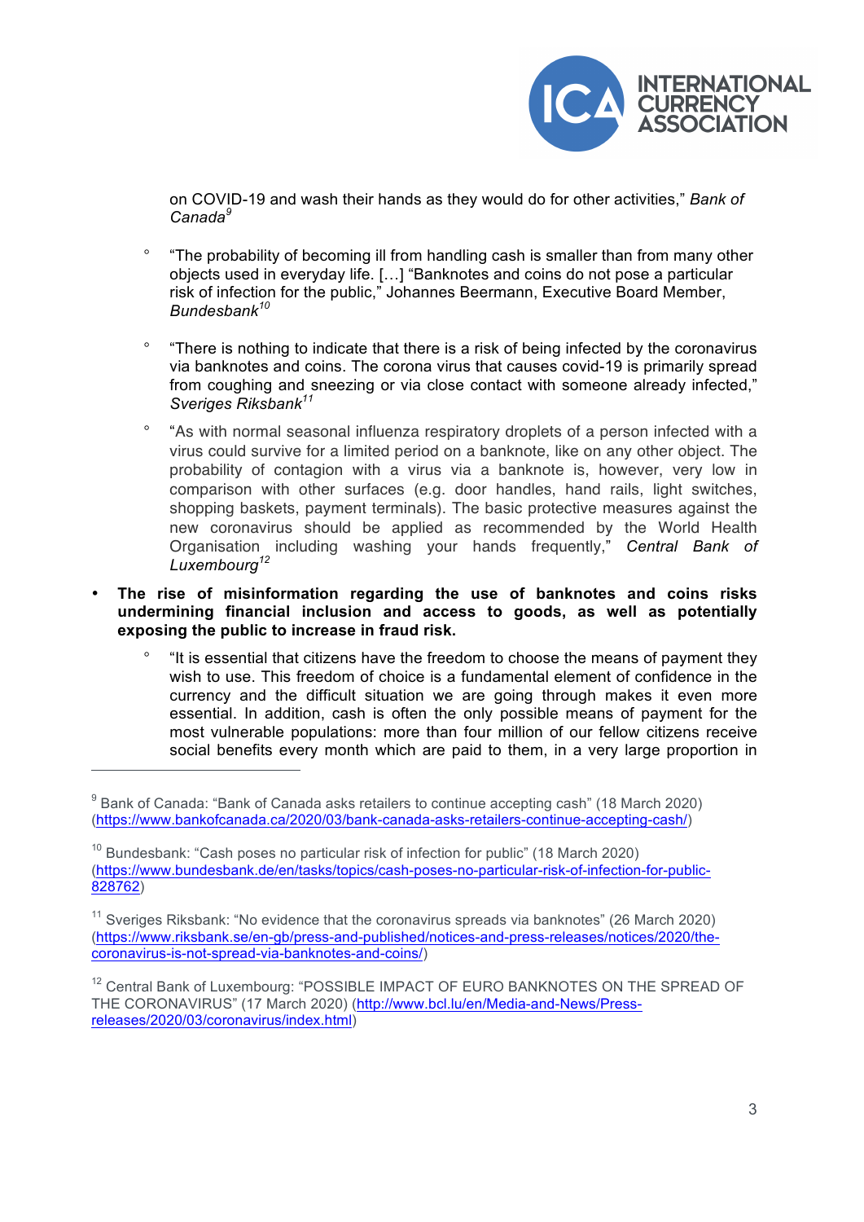on COVID-19 and wash their hands as they would do for other activities," *Bank of Canada*[9]

  - "The probability of becoming ill from handling cash is smaller than from many other objects used in everyday life. […] "Banknotes and coins do not pose a particular risk of infection for the public," Johannes Beermann, Executive Board Member, *Bundesbank*[10]

  - "There is nothing to indicate that there is a risk of being infected by the coronavirus via banknotes and coins. The corona virus that causes covid-19 is primarily spread from coughing and sneezing or via close contact with someone already infected," *Sveriges Riksbank*[11]

  - "As with normal seasonal influenza respiratory droplets of a person infected with a virus could survive for a limited period on a banknote, like on any other object. The probability of contagion with a virus via a banknote is, however, very low in comparison with other surfaces (e.g. door handles, hand rails, light switches, shopping baskets, payment terminals). The basic protective measures against the new coronavirus should be applied as recommended by the World Health Organisation including washing your hands frequently," *Central Bank of Luxembourg*[12]

- **The rise of misinformation regarding the use of banknotes and coins risks undermining financial inclusion and access to goods, as well as potentially exposing the public to increase in fraud risk.**

  - "It is essential that citizens have the freedom to choose the means of payment they wish to use. This freedom of choice is a fundamental element of confidence in the currency and the difficult situation we are going through makes it even more essential. In addition, cash is often the only possible means of payment for the most vulnerable populations: more than four million of our fellow citizens receive social benefits every month which are paid to them, in a very large proportion in

---

[9] Bank of Canada: "Bank of Canada asks retailers to continue accepting cash" (18 March 2020) (https://www.bankofcanada.ca/2020/03/bank-canada-asks-retailers-continue-accepting-cash/)

[10] Bundesbank: "Cash poses no particular risk of infection for public" (18 March 2020) (https://www.bundesbank.de/en/tasks/topics/cash-poses-no-particular-risk-of-infection-for-public-828762)

[11] Sveriges Riksbank: "No evidence that the coronavirus spreads via banknotes" (26 March 2020) (https://www.riksbank.se/en-gb/press-and-published/notices-and-press-releases/notices/2020/the-coronavirus-is-not-spread-via-banknotes-and-coins/)

[12] Central Bank of Luxembourg: "POSSIBLE IMPACT OF EURO BANKNOTES ON THE SPREAD OF THE CORONAVIRUS" (17 March 2020) (http://www.bcl.lu/en/Media-and-News/Press-releases/2020/03/coronavirus/index.html)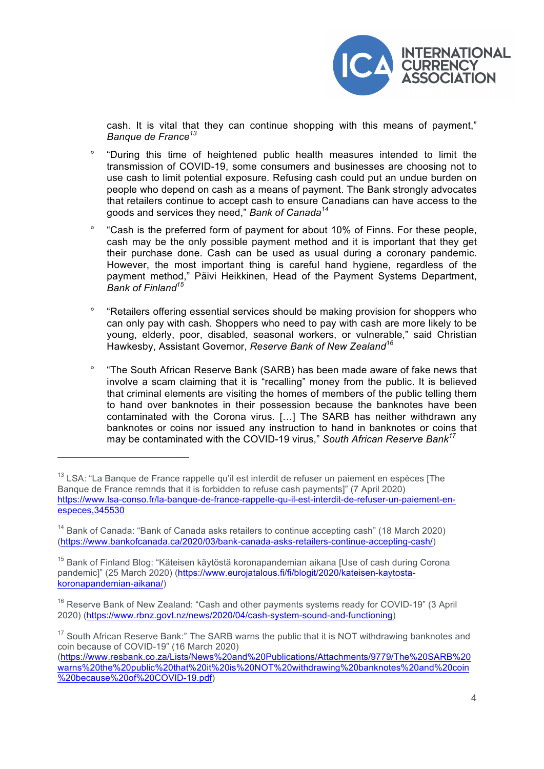cash. It is vital that they can continue shopping with this means of payment," *Banque de France*[13]

- "During this time of heightened public health measures intended to limit the transmission of COVID-19, some consumers and businesses are choosing not to use cash to limit potential exposure. Refusing cash could put an undue burden on people who depend on cash as a means of payment. The Bank strongly advocates that retailers continue to accept cash to ensure Canadians can have access to the goods and services they need," *Bank of Canada*[14]

- "Cash is the preferred form of payment for about 10% of Finns. For these people, cash may be the only possible payment method and it is important that they get their purchase done. Cash can be used as usual during a coronary pandemic. However, the most important thing is careful hand hygiene, regardless of the payment method," Päivi Heikkinen, Head of the Payment Systems Department, *Bank of Finland*[15]

- "Retailers offering essential services should be making provision for shoppers who can only pay with cash. Shoppers who need to pay with cash are more likely to be young, elderly, poor, disabled, seasonal workers, or vulnerable," said Christian Hawkesby, Assistant Governor, *Reserve Bank of New Zealand*[16]

- "The South African Reserve Bank (SARB) has been made aware of fake news that involve a scam claiming that it is "recalling" money from the public. It is believed that criminal elements are visiting the homes of members of the public telling them to hand over banknotes in their possession because the banknotes have been contaminated with the Corona virus. […] The SARB has neither withdrawn any banknotes or coins nor issued any instruction to hand in banknotes or coins that may be contaminated with the COVID-19 virus," *South African Reserve Bank*[17]

---

[13] LSA: "La Banque de France rappelle qu'il est interdit de refuser un paiement en espèces [The Banque de France remnds that it is forbidden to refuse cash payments]" (7 April 2020) https://www.lsa-conso.fr/la-banque-de-france-rappelle-qu-il-est-interdit-de-refuser-un-paiement-en-especes,345530

[14] Bank of Canada: "Bank of Canada asks retailers to continue accepting cash" (18 March 2020) (https://www.bankofcanada.ca/2020/03/bank-canada-asks-retailers-continue-accepting-cash/)

[15] Bank of Finland Blog: "Käteisen käytöstä koronapandemian aikana [Use of cash during Corona pandemic]" (25 March 2020) (https://www.eurojatalous.fi/fi/blogit/2020/kateisen-kaytosta-koronapandemian-aikana/)

[16] Reserve Bank of New Zealand: "Cash and other payments systems ready for COVID-19" (3 April 2020) (https://www.rbnz.govt.nz/news/2020/04/cash-system-sound-and-functioning)

[17] South African Reserve Bank:" The SARB warns the public that it is NOT withdrawing banknotes and coin because of COVID-19" (16 March 2020) (https://www.resbank.co.za/Lists/News%20and%20Publications/Attachments/9779/The%20SARB%20warns%20the%20public%20that%20it%20is%20NOT%20withdrawing%20banknotes%20and%20coin%20because%20of%20COVID-19.pdf)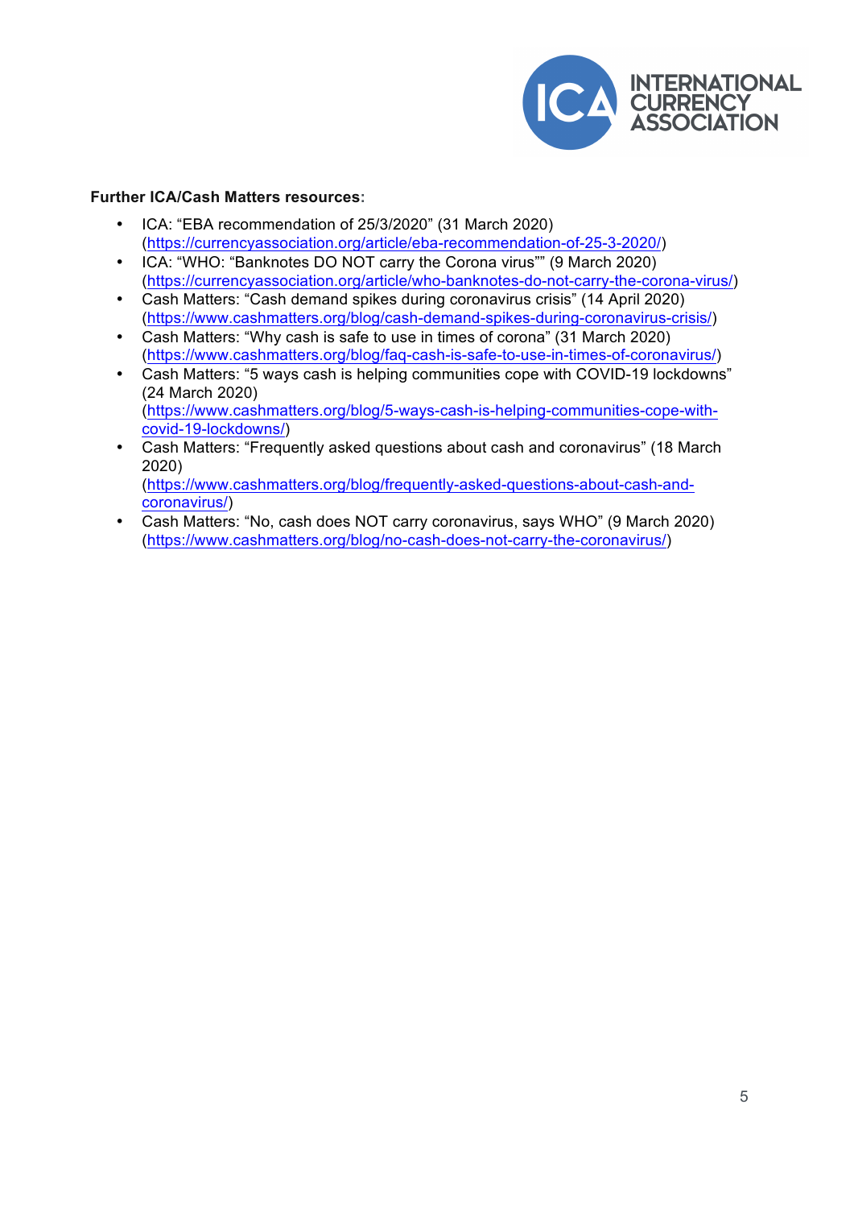**Further ICA/Cash Matters resources:**

- ICA: "EBA recommendation of 25/3/2020" (31 March 2020) (https://currencyassociation.org/article/eba-recommendation-of-25-3-2020/)
- ICA: "WHO: "Banknotes DO NOT carry the Corona virus"" (9 March 2020) (https://currencyassociation.org/article/who-banknotes-do-not-carry-the-corona-virus/)
- Cash Matters: "Cash demand spikes during coronavirus crisis" (14 April 2020) (https://www.cashmatters.org/blog/cash-demand-spikes-during-coronavirus-crisis/)
- Cash Matters: "Why cash is safe to use in times of corona" (31 March 2020) (https://www.cashmatters.org/blog/faq-cash-is-safe-to-use-in-times-of-coronavirus/)
- Cash Matters: "5 ways cash is helping communities cope with COVID-19 lockdowns" (24 March 2020) (https://www.cashmatters.org/blog/5-ways-cash-is-helping-communities-cope-with-covid-19-lockdowns/)
- Cash Matters: "Frequently asked questions about cash and coronavirus" (18 March 2020) (https://www.cashmatters.org/blog/frequently-asked-questions-about-cash-and-coronavirus/)
- Cash Matters: "No, cash does NOT carry coronavirus, says WHO" (9 March 2020) (https://www.cashmatters.org/blog/no-cash-does-not-carry-the-coronavirus/)